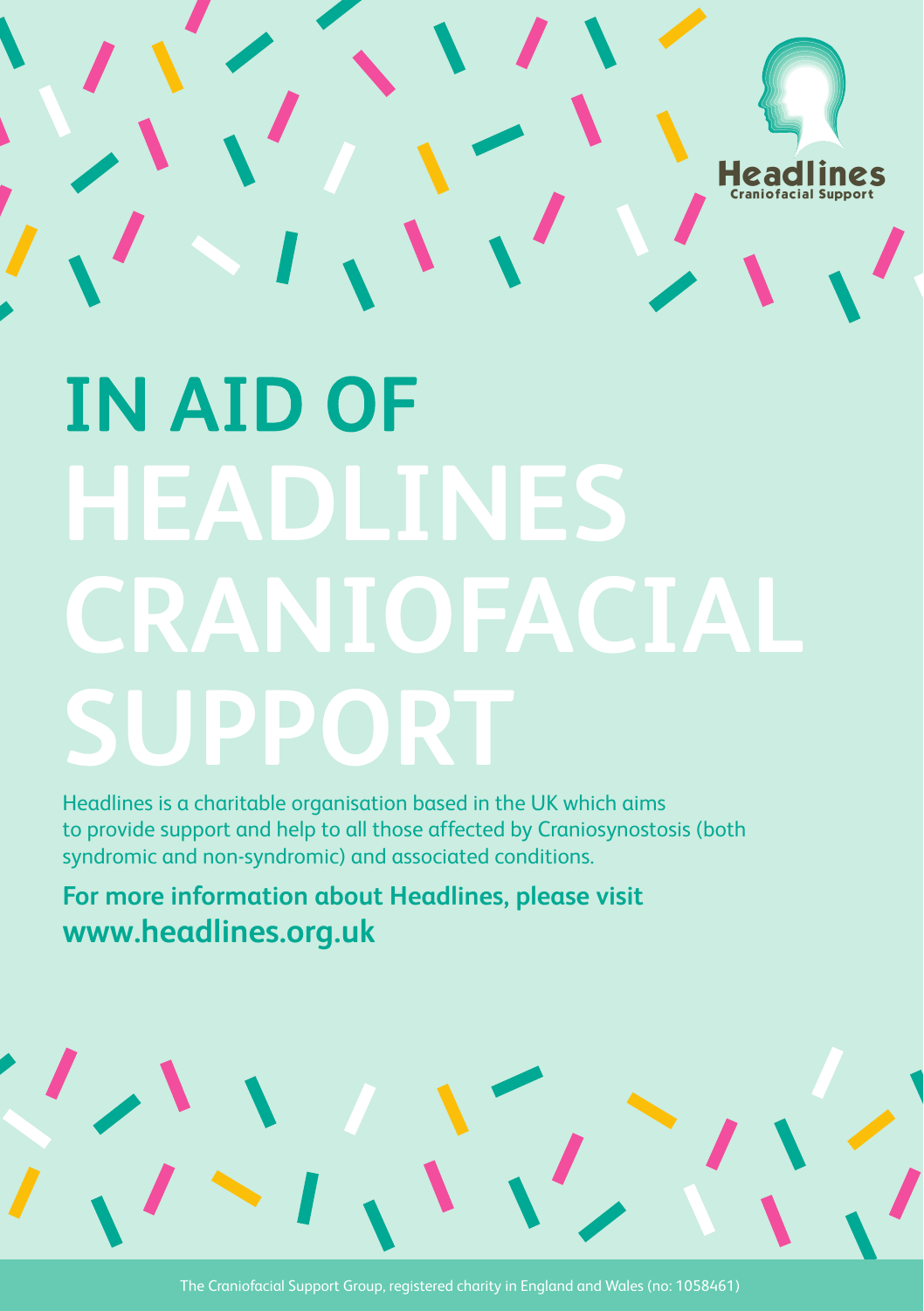Headlines
Craniofacial Support

# IN AID OF HEADLINES CRANIOFACIAL SUPPORT

Headlines is a charitable organisation based in the UK which aims to provide support and help to all those affected by Craniosynostosis (both syndromic and non-syndromic) and associated conditions.

**For more information about Headlines, please visit www.headlines.org.uk**

The Craniofacial Support Group, registered charity in England and Wales (no: 1058461)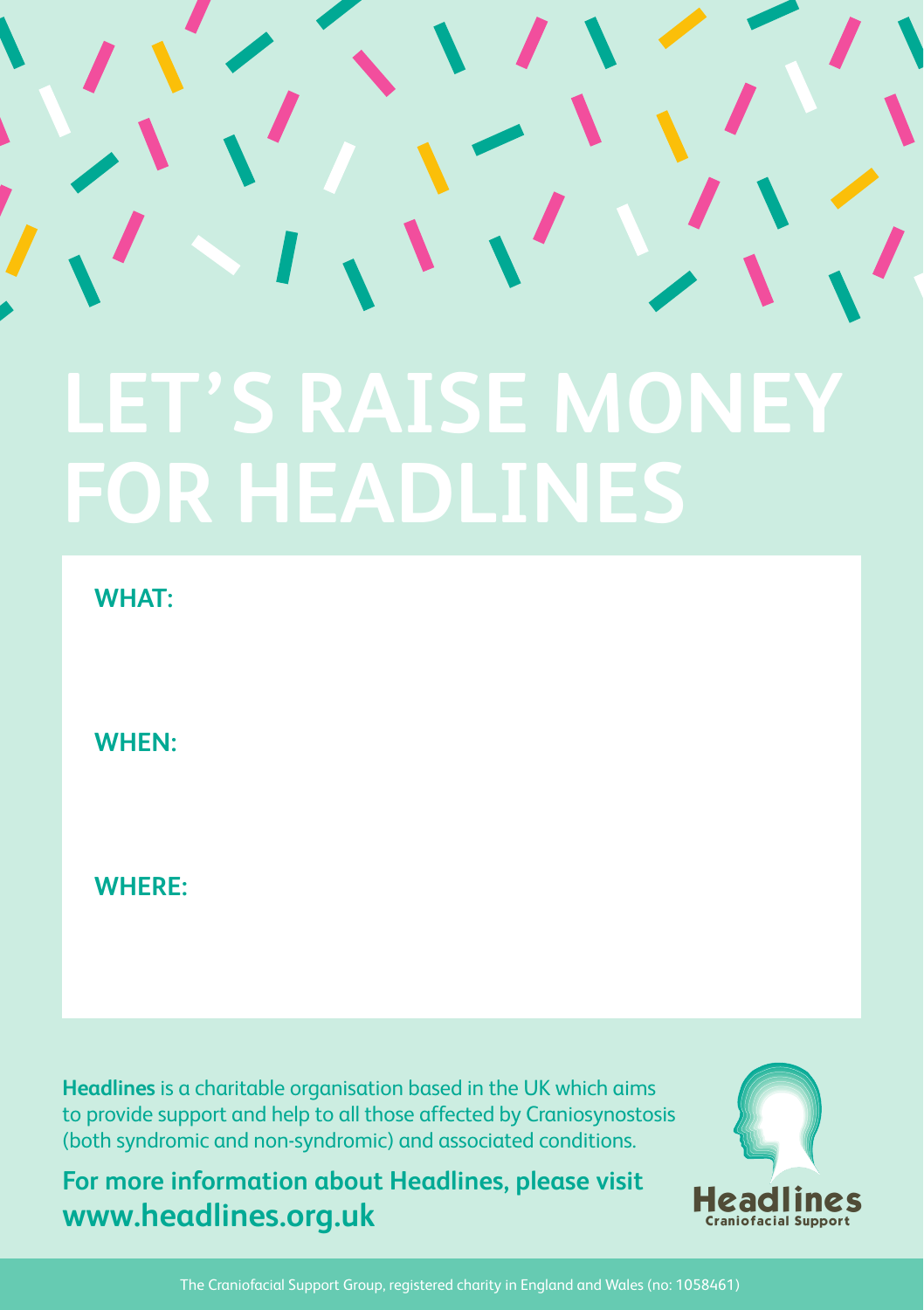# LET'S RAISE MONEY FOR HEADLINES

**WHAT:**

**WHEN:**

**WHERE:**

**Headlines** is a charitable organisation based in the UK which aims to provide support and help to all those affected by Craniosynostosis (both syndromic and non-syndromic) and associated conditions.

**For more information about Headlines, please visit www.headlines.org.uk**

Headlines
Craniofacial Support

The Craniofacial Support Group, registered charity in England and Wales (no: 1058461)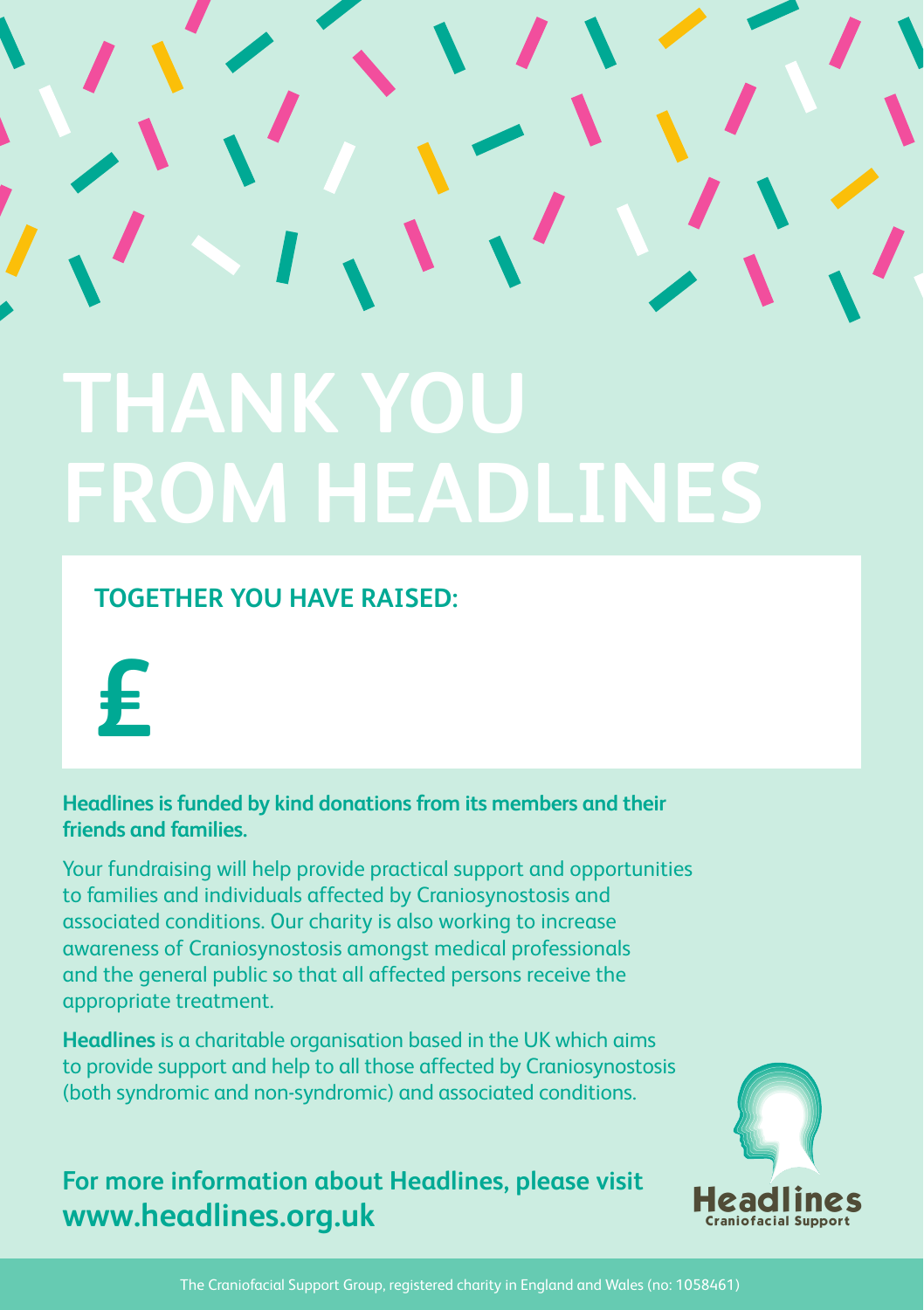# THANK YOU FROM HEADLINES

**TOGETHER YOU HAVE RAISED:**

£

**Headlines is funded by kind donations from its members and their friends and families.**

Your fundraising will help provide practical support and opportunities to families and individuals affected by Craniosynostosis and associated conditions. Our charity is also working to increase awareness of Craniosynostosis amongst medical professionals and the general public so that all affected persons receive the appropriate treatment.

**Headlines** is a charitable organisation based in the UK which aims to provide support and help to all those affected by Craniosynostosis (both syndromic and non-syndromic) and associated conditions.

**For more information about Headlines, please visit www.headlines.org.uk**

Headlines
Craniofacial Support

The Craniofacial Support Group, registered charity in England and Wales (no: 1058461)